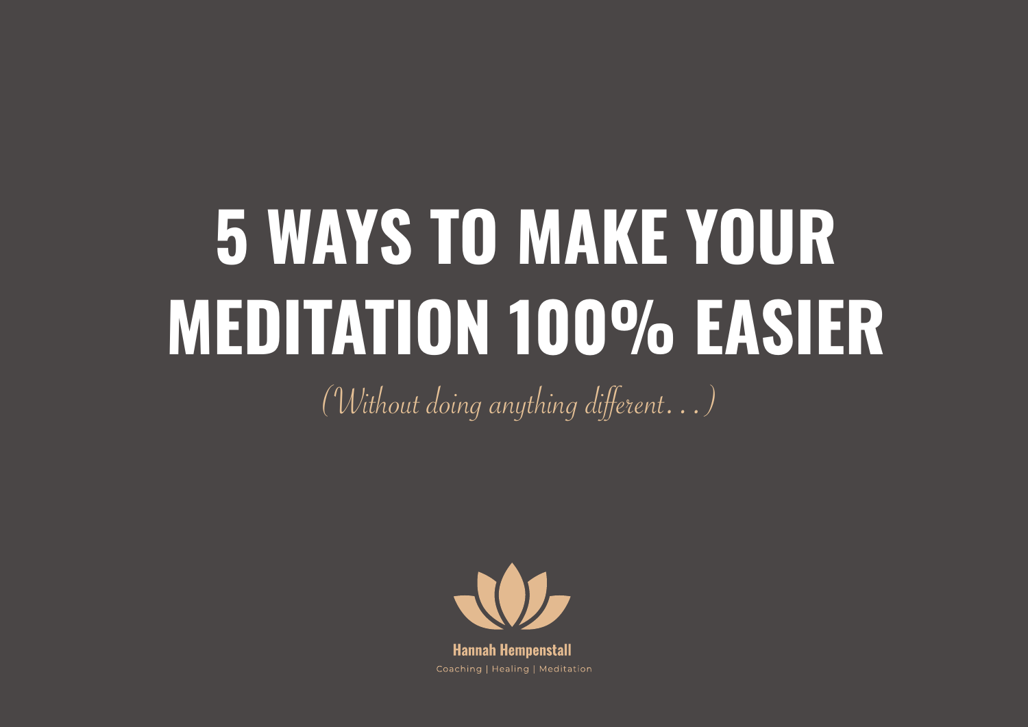# 5 WAYS TO MAKE YOUR MEDITATION 100% EASIER

*(Without doing anything different…)*

**Hannah Hempenstall**

Coaching | Healing | Meditation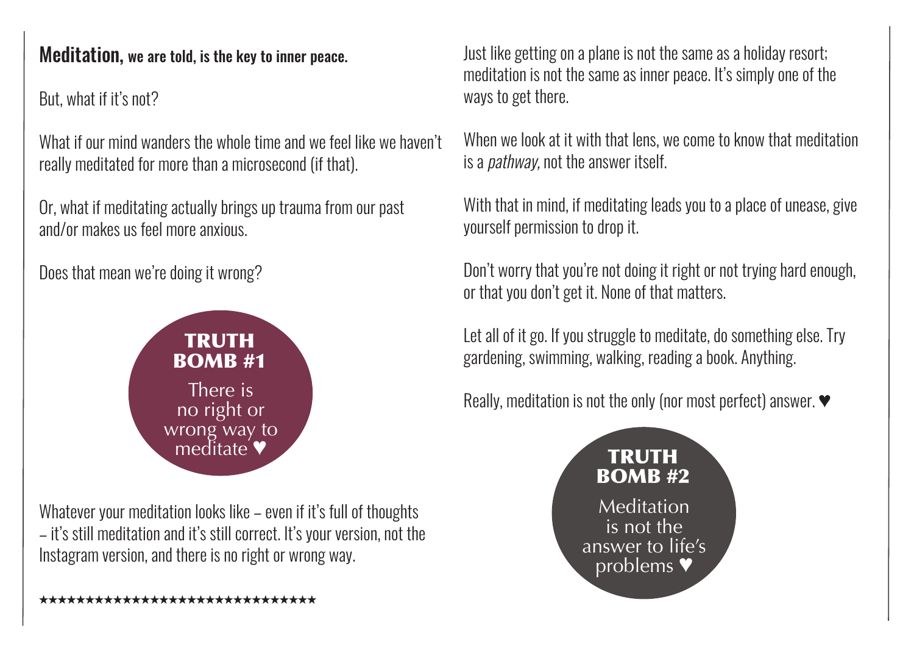**Meditation, we are told, is the key to inner peace.**

But, what if it's not?

What if our mind wanders the whole time and we feel like we haven't really meditated for more than a microsecond (if that).

Or, what if meditating actually brings up trauma from our past and/or makes us feel more anxious.

Does that mean we're doing it wrong?

**TRUTH BOMB #1**

There is no right or wrong way to meditate ♥

Whatever your meditation looks like – even if it's full of thoughts – it's still meditation and it's still correct. It's your version, not the Instagram version, and there is no right or wrong way.

★★★★★★★★★★★★★★★★★★★★★★★★★★★★★★★★

Just like getting on a plane is not the same as a holiday resort; meditation is not the same as inner peace. It's simply one of the ways to get there.

When we look at it with that lens, we come to know that meditation is a *pathway,* not the answer itself.

With that in mind, if meditating leads you to a place of unease, give yourself permission to drop it.

Don't worry that you're not doing it right or not trying hard enough, or that you don't get it. None of that matters.

Let all of it go. If you struggle to meditate, do something else. Try gardening, swimming, walking, reading a book. Anything.

Really, meditation is not the only (nor most perfect) answer. ♥

**TRUTH BOMB #2**

Meditation is not the answer to life's problems ♥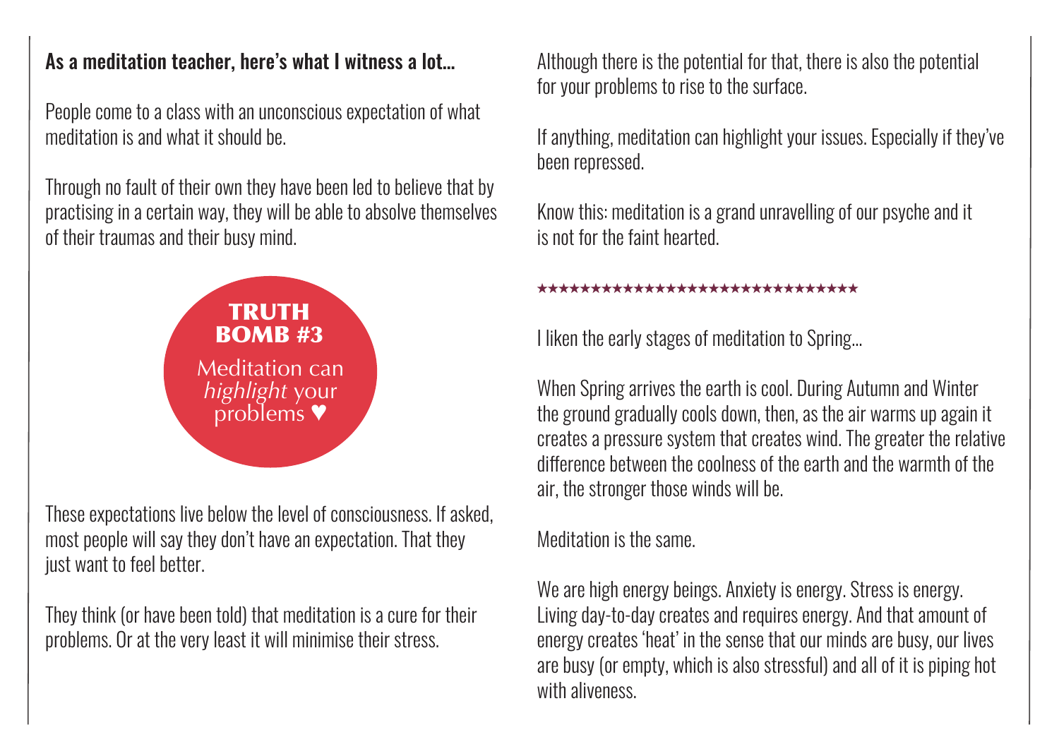**As a meditation teacher, here's what I witness a lot…**

People come to a class with an unconscious expectation of what meditation is and what it should be.

Through no fault of their own they have been led to believe that by practising in a certain way, they will be able to absolve themselves of their traumas and their busy mind.

**TRUTH BOMB #3**

Meditation can *highlight* your problems ♥

These expectations live below the level of consciousness. If asked, most people will say they don't have an expectation. That they just want to feel better.

They think (or have been told) that meditation is a cure for their problems. Or at the very least it will minimise their stress.

Although there is the potential for that, there is also the potential for your problems to rise to the surface.

If anything, meditation can highlight your issues. Especially if they've been repressed.

Know this: meditation is a grand unravelling of our psyche and it is not for the faint hearted.

★★★★★★★★★★★★★★★★★★★★★★★★★★★★★★★★

I liken the early stages of meditation to Spring…

When Spring arrives the earth is cool. During Autumn and Winter the ground gradually cools down, then, as the air warms up again it creates a pressure system that creates wind. The greater the relative difference between the coolness of the earth and the warmth of the air, the stronger those winds will be.

Meditation is the same.

We are high energy beings. Anxiety is energy. Stress is energy. Living day-to-day creates and requires energy. And that amount of energy creates 'heat' in the sense that our minds are busy, our lives are busy (or empty, which is also stressful) and all of it is piping hot with aliveness.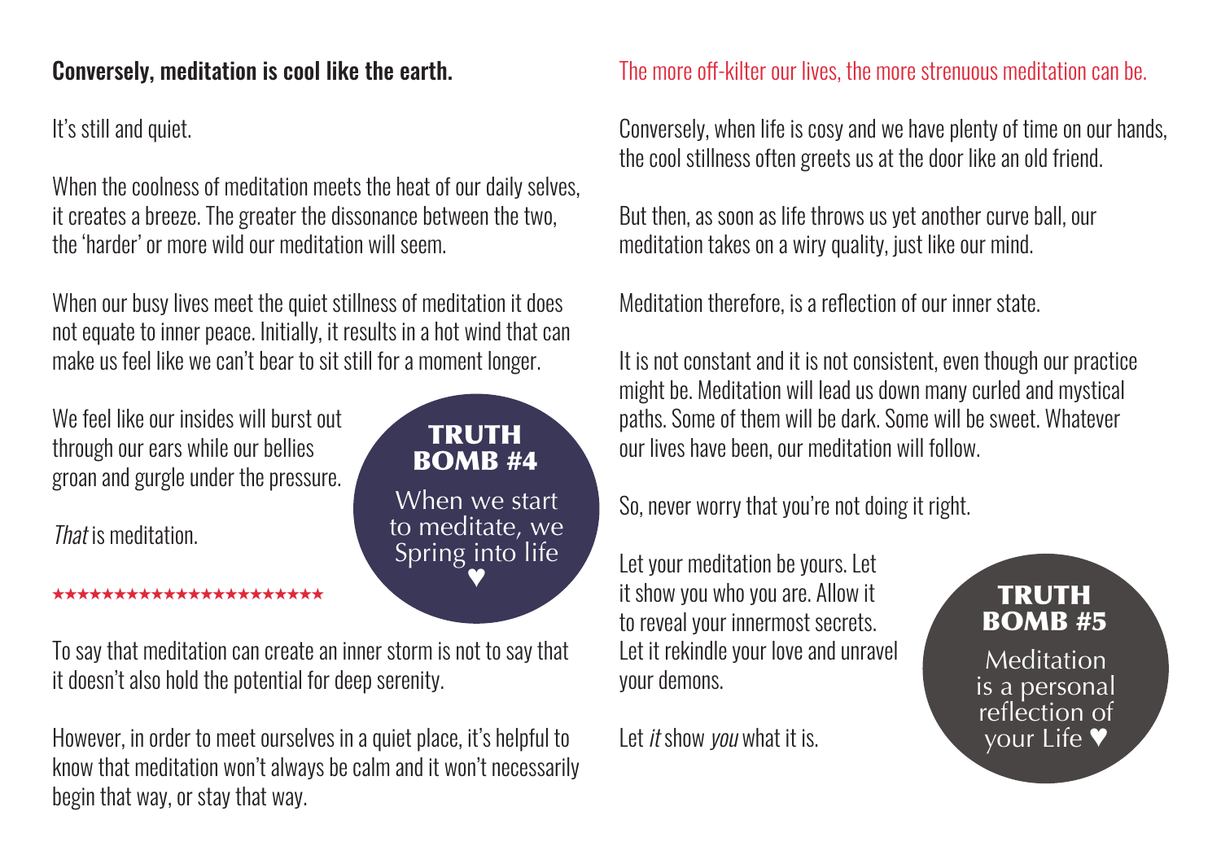**Conversely, meditation is cool like the earth.**

It's still and quiet.

When the coolness of meditation meets the heat of our daily selves, it creates a breeze. The greater the dissonance between the two, the 'harder' or more wild our meditation will seem.

When our busy lives meet the quiet stillness of meditation it does not equate to inner peace. Initially, it results in a hot wind that can make us feel like we can't bear to sit still for a moment longer.

We feel like our insides will burst out through our ears while our bellies groan and gurgle under the pressure.

*That* is meditation.

**TRUTH BOMB #4**

When we start to meditate, we Spring into life ♥

★★★★★★★★★★★★★★★★★★★★★★★

To say that meditation can create an inner storm is not to say that it doesn't also hold the potential for deep serenity.

However, in order to meet ourselves in a quiet place, it's helpful to know that meditation won't always be calm and it won't necessarily begin that way, or stay that way.

The more off-kilter our lives, the more strenuous meditation can be.

Conversely, when life is cosy and we have plenty of time on our hands, the cool stillness often greets us at the door like an old friend.

But then, as soon as life throws us yet another curve ball, our meditation takes on a wiry quality, just like our mind.

Meditation therefore, is a reflection of our inner state.

It is not constant and it is not consistent, even though our practice might be. Meditation will lead us down many curled and mystical paths. Some of them will be dark. Some will be sweet. Whatever our lives have been, our meditation will follow.

So, never worry that you're not doing it right.

Let your meditation be yours. Let it show you who you are. Allow it to reveal your innermost secrets. Let it rekindle your love and unravel your demons.

Let *it* show *you* what it is.

**TRUTH BOMB #5**

Meditation is a personal reflection of your Life ♥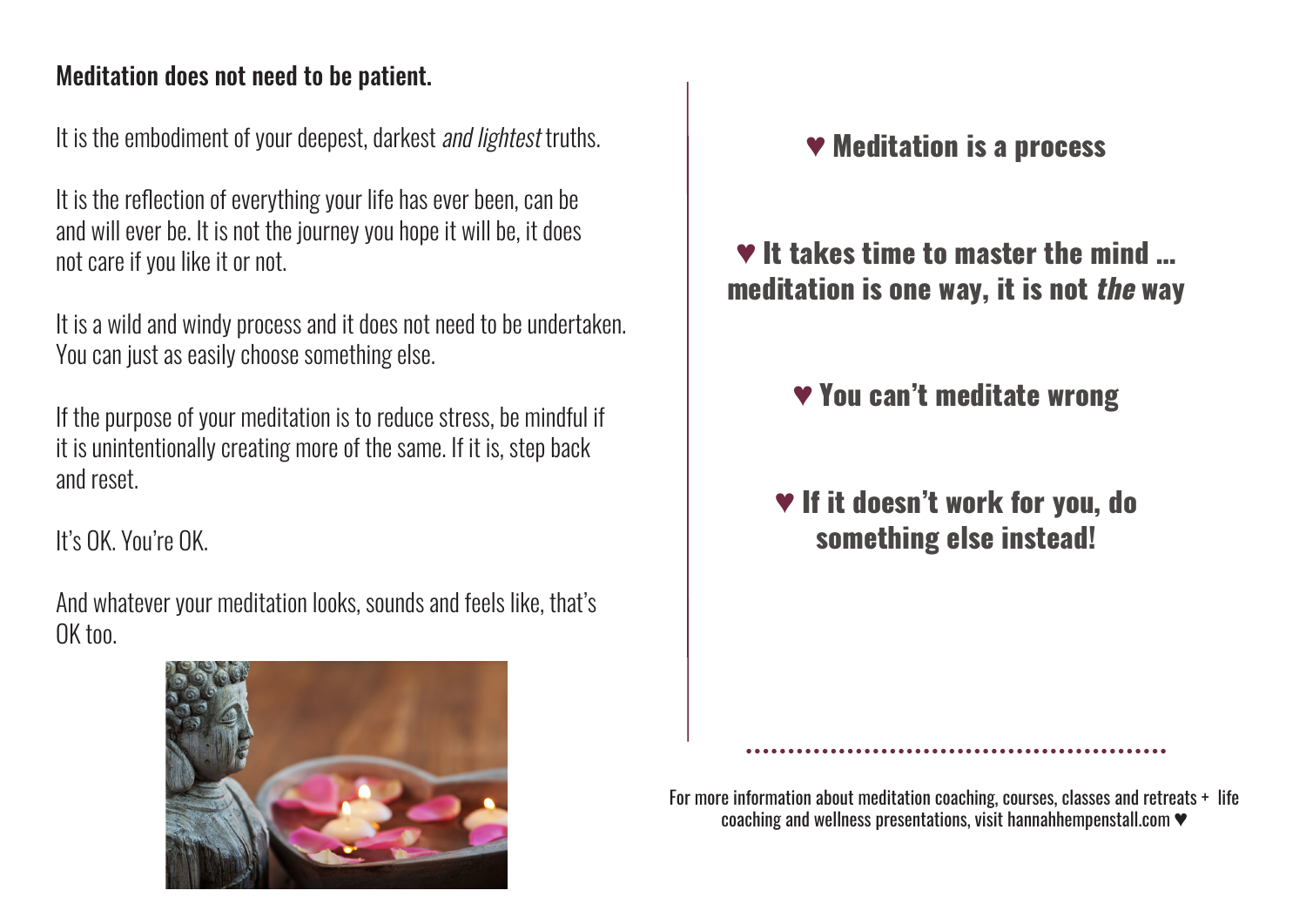**Meditation does not need to be patient.**

It is the embodiment of your deepest, darkest *and lightest* truths.

It is the reflection of everything your life has ever been, can be and will ever be. It is not the journey you hope it will be, it does not care if you like it or not.

It is a wild and windy process and it does not need to be undertaken. You can just as easily choose something else.

If the purpose of your meditation is to reduce stress, be mindful if it is unintentionally creating more of the same. If it is, step back and reset.

It's OK. You're OK.

And whatever your meditation looks, sounds and feels like, that's OK too.

**♥ Meditation is a process**

**♥ It takes time to master the mind … meditation is one way, it is not *the* way**

**♥ You can't meditate wrong**

**♥ If it doesn't work for you, do something else instead!**

For more information about meditation coaching, courses, classes and retreats + life coaching and wellness presentations, visit hannahhempenstall.com ♥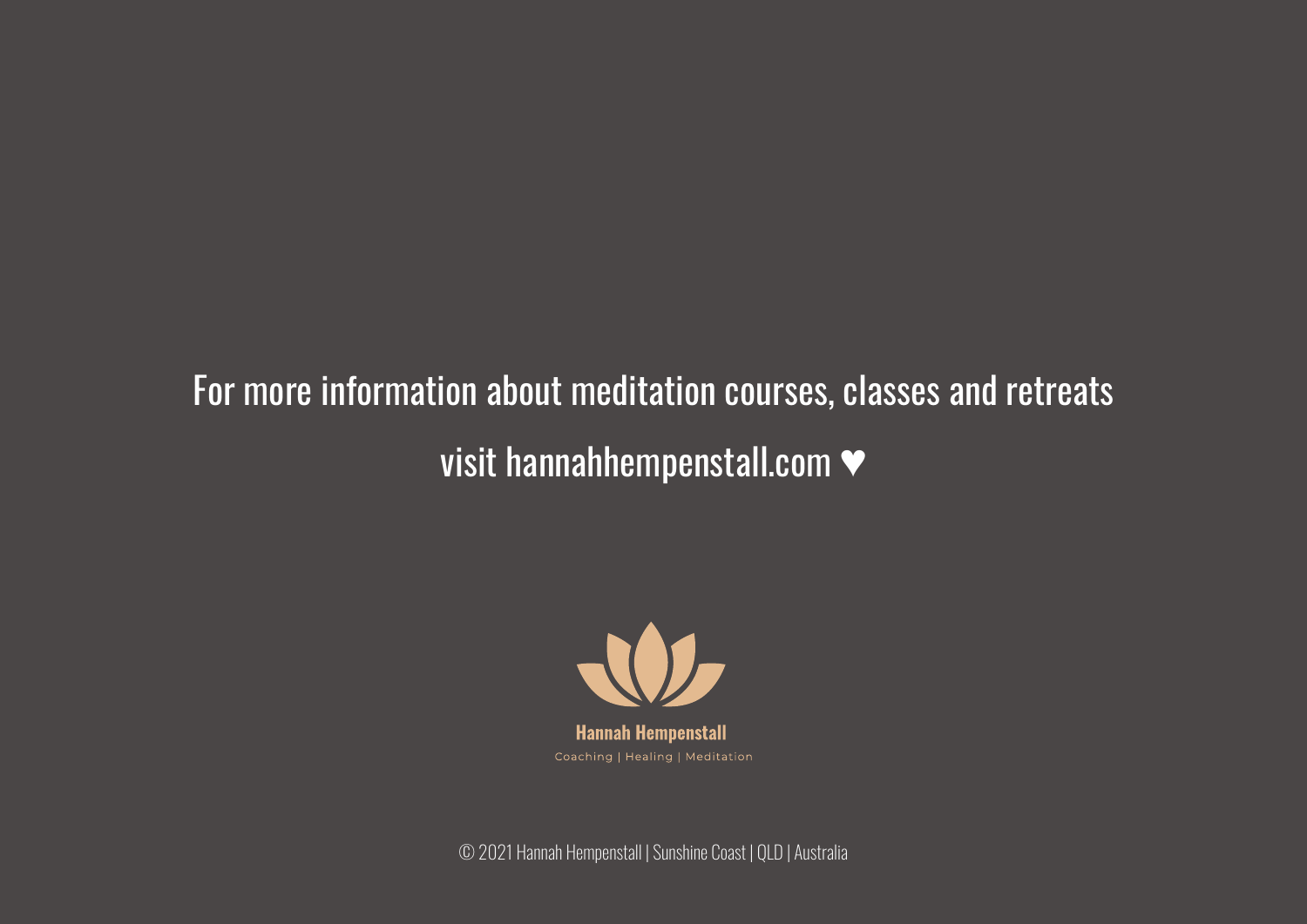For more information about meditation courses, classes and retreats

visit hannahhempenstall.com ♥

**Hannah Hempenstall**

Coaching | Healing | Meditation

© 2021 Hannah Hempenstall | Sunshine Coast | QLD | Australia